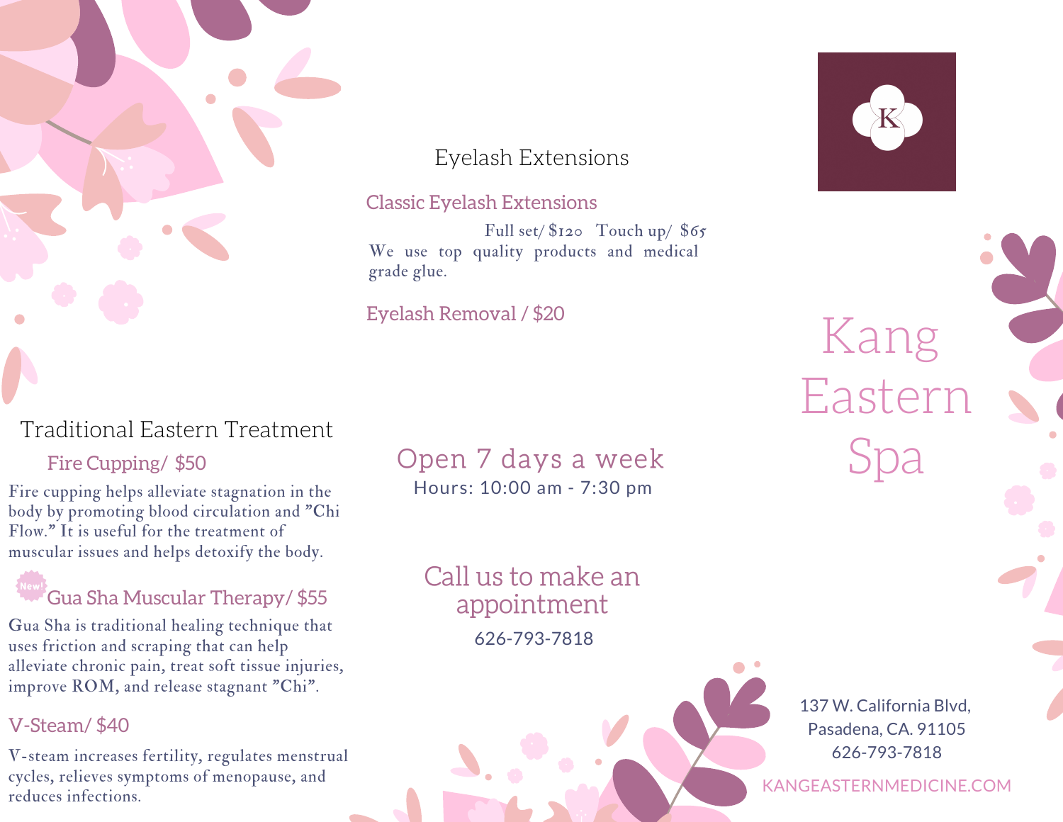# Kang Eastern Spa

## Eyelash Extensions

### Classic Eyelash Extensions

Full set/ $120 Touch up/ $65

We use top quality products and medical grade glue.

### Eyelash Removal / $20

## Traditional Eastern Treatment

### Fire Cupping/ $50

Fire cupping helps alleviate stagnation in the body by promoting blood circulation and "Chi Flow." It is useful for the treatment of muscular issues and helps detoxify the body.

### New! Gua Sha Muscular Therapy/ $55

Gua Sha is traditional healing technique that uses friction and scraping that can help alleviate chronic pain, treat soft tissue injuries, improve ROM, and release stagnant "Chi".

### V-Steam/ $40

V-steam increases fertility, regulates menstrual cycles, relieves symptoms of menopause, and reduces infections.

## Open 7 days a week

Hours: 10:00 am - 7:30 pm

## Call us to make an appointment

626-793-7818

137 W. California Blvd,
Pasadena, CA. 91105
626-793-7818

KANGEASTERNMEDICINE.COM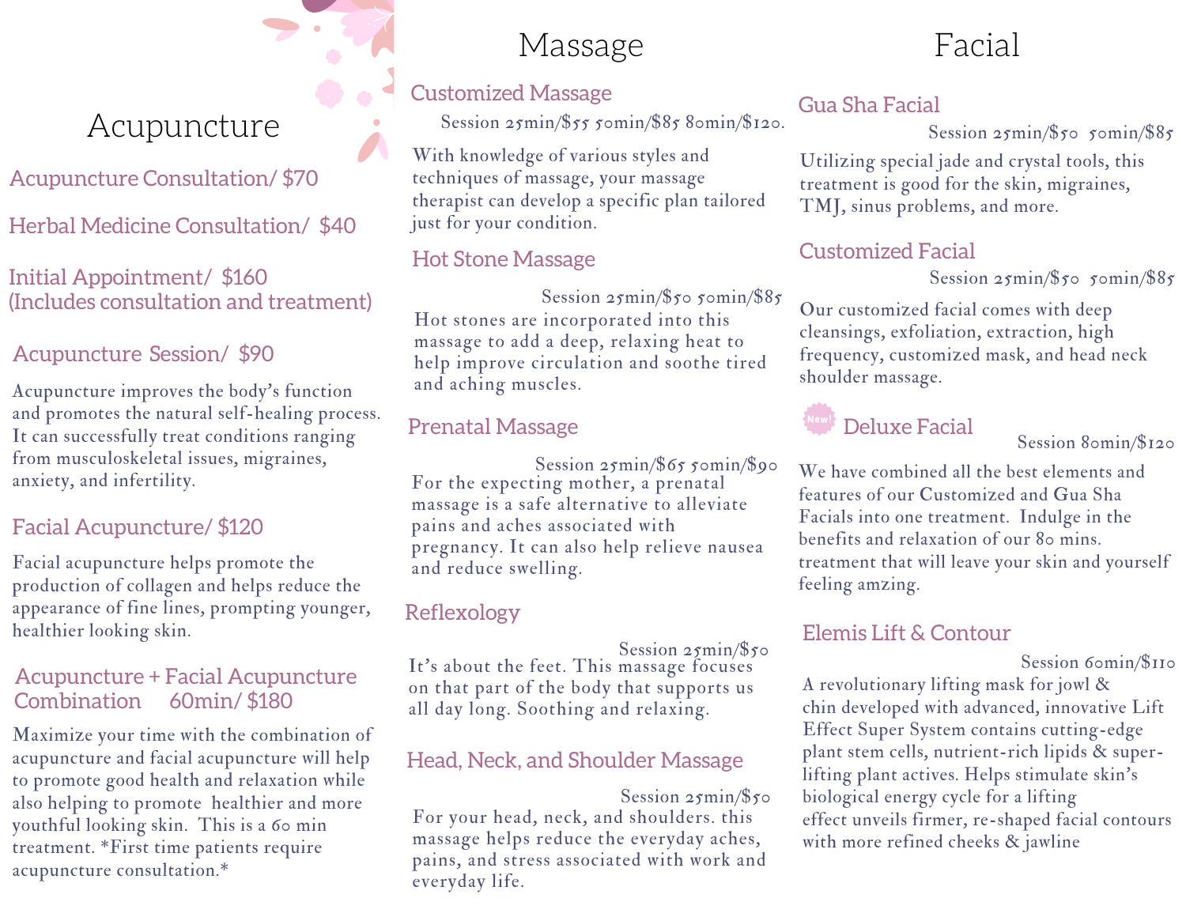## Acupuncture

### Acupuncture Consultation/ $70

### Herbal Medicine Consultation/ $40

### Initial Appointment/ $160 (Includes consultation and treatment)

### Acupuncture Session/ $90

Acupuncture improves the body's function and promotes the natural self-healing process. It can successfully treat conditions ranging from musculoskeletal issues, migraines, anxiety, and infertility.

### Facial Acupuncture/ $120

Facial acupuncture helps promote the production of collagen and helps reduce the appearance of fine lines, prompting younger, healthier looking skin.

### Acupuncture + Facial Acupuncture Combination 60min/ $180

Maximize your time with the combination of acupuncture and facial acupuncture will help to promote good health and relaxation while also helping to promote healthier and more youthful looking skin. This is a 60 min treatment. *First time patients require acupuncture consultation.*

## Massage

### Customized Massage

Session 25min/$55 50min/$85 80min/$120.

With knowledge of various styles and techniques of massage, your massage therapist can develop a specific plan tailored just for your condition.

### Hot Stone Massage

Session 25min/$50 50min/$85

Hot stones are incorporated into this massage to add a deep, relaxing heat to help improve circulation and soothe tired and aching muscles.

### Prenatal Massage

Session 25min/$65 50min/$90

For the expecting mother, a prenatal massage is a safe alternative to alleviate pains and aches associated with pregnancy. It can also help relieve nausea and reduce swelling.

### Reflexology

Session 25min/$50

It's about the feet. This massage focuses on that part of the body that supports us all day long. Soothing and relaxing.

### Head, Neck, and Shoulder Massage

Session 25min/$50

For your head, neck, and shoulders. this massage helps reduce the everyday aches, pains, and stress associated with work and everyday life.

## Facial

### Gua Sha Facial

Session 25min/$50 50min/$85

Utilizing special jade and crystal tools, this treatment is good for the skin, migraines, TMJ, sinus problems, and more.

### Customized Facial

Session 25min/$50 50min/$85

Our customized facial comes with deep cleansings, exfoliation, extraction, high frequency, customized mask, and head neck shoulder massage.

### New! Deluxe Facial

Session 80min/$120

We have combined all the best elements and features of our Customized and Gua Sha Facials into one treatment. Indulge in the benefits and relaxation of our 80 mins. treatment that will leave your skin and yourself feeling amzing.

### Elemis Lift & Contour

Session 60min/$110

A revolutionary lifting mask for jowl & chin developed with advanced, innovative Lift Effect Super System contains cutting-edge plant stem cells, nutrient-rich lipids & super-lifting plant actives. Helps stimulate skin's biological energy cycle for a lifting effect unveils firmer, re-shaped facial contours with more refined cheeks & jawline